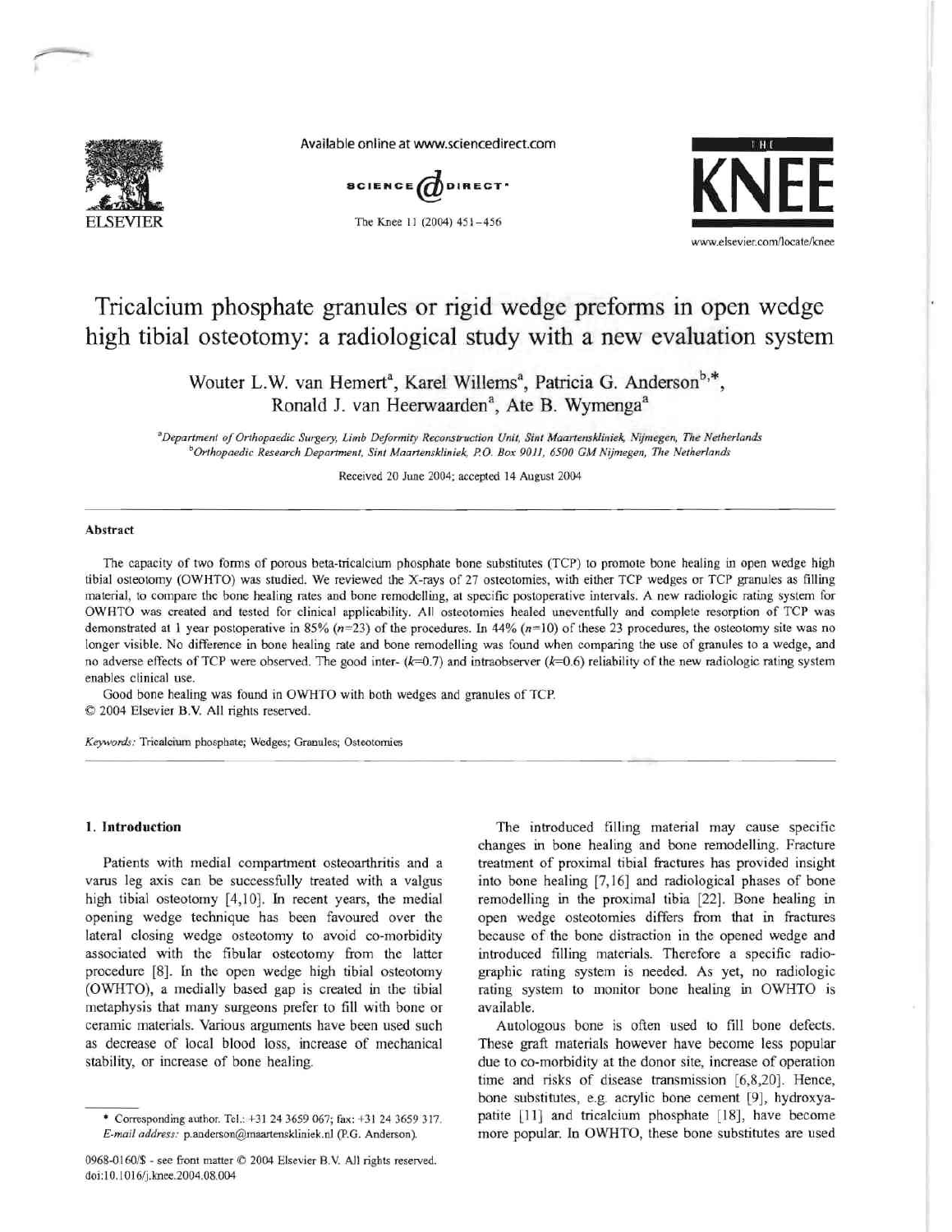# Tricalcium phosphate granules or rigid wedge preforms in open wedge high tibial osteotomy: a radiological study with a new evaluation system

Wouter L.W. van Hemert[a], Karel Willems[a], Patricia G. Anderson[b,*], Ronald J. van Heerwaarden[a], Ate B. Wymenga[a]

[a]*Department of Orthopaedic Surgery, Limb Deformity Reconstruction Unit, Sint Maartenskliniek, Nijmegen, The Netherlands*
[b]*Orthopaedic Research Department, Sint Maartenskliniek, P.O. Box 9011, 6500 GM Nijmegen, The Netherlands*

Received 20 June 2004; accepted 14 August 2004

## Abstract

The capacity of two forms of porous beta-tricalcium phosphate bone substitutes (TCP) to promote bone healing in open wedge high tibial osteotomy (OWHTO) was studied. We reviewed the X-rays of 27 osteotomies, with either TCP wedges or TCP granules as filling material, to compare the bone healing rates and bone remodelling, at specific postoperative intervals. A new radiologic rating system for OWHTO was created and tested for clinical applicability. All osteotomies healed uneventfully and complete resorption of TCP was demonstrated at 1 year postoperative in 85% ($n$=23) of the procedures. In 44% ($n$=10) of these 23 procedures, the osteotomy site was no longer visible. No difference in bone healing rate and bone remodelling was found when comparing the use of granules to a wedge, and no adverse effects of TCP were observed. The good inter- ($k$=0.7) and intraobserver ($k$=0.6) reliability of the new radiologic rating system enables clinical use.

Good bone healing was found in OWHTO with both wedges and granules of TCP.

© 2004 Elsevier B.V. All rights reserved.

*Keywords:* Tricalcium phosphate; Wedges; Granules; Osteotomies

## 1. Introduction

Patients with medial compartment osteoarthritis and a varus leg axis can be successfully treated with a valgus high tibial osteotomy [4,10]. In recent years, the medial opening wedge technique has been favoured over the lateral closing wedge osteotomy to avoid co-morbidity associated with the fibular osteotomy from the latter procedure [8]. In the open wedge high tibial osteotomy (OWHTO), a medially based gap is created in the tibial metaphysis that many surgeons prefer to fill with bone or ceramic materials. Various arguments have been used such as decrease of local blood loss, increase of mechanical stability, or increase of bone healing.

The introduced filling material may cause specific changes in bone healing and bone remodelling. Fracture treatment of proximal tibial fractures has provided insight into bone healing [7,16] and radiological phases of bone remodelling in the proximal tibia [22]. Bone healing in open wedge osteotomies differs from that in fractures because of the bone distraction in the opened wedge and introduced filling materials. Therefore a specific radiographic rating system is needed. As yet, no radiologic rating system to monitor bone healing in OWHTO is available.

Autologous bone is often used to fill bone defects. These graft materials however have become less popular due to co-morbidity at the donor site, increase of operation time and risks of disease transmission [6,8,20]. Hence, bone substitutes, e.g. acrylic bone cement [9], hydroxyapatite [11] and tricalcium phosphate [18], have become more popular. In OWHTO, these bone substitutes are used

\* Corresponding author. Tel.: +31 24 3659 067; fax: +31 24 3659 317. *E-mail address:* p.anderson@maartenskliniek.nl (P.G. Anderson).

0968-0160/$ - see front matter © 2004 Elsevier B.V. All rights reserved.
doi:10.1016/j.knee.2004.08.004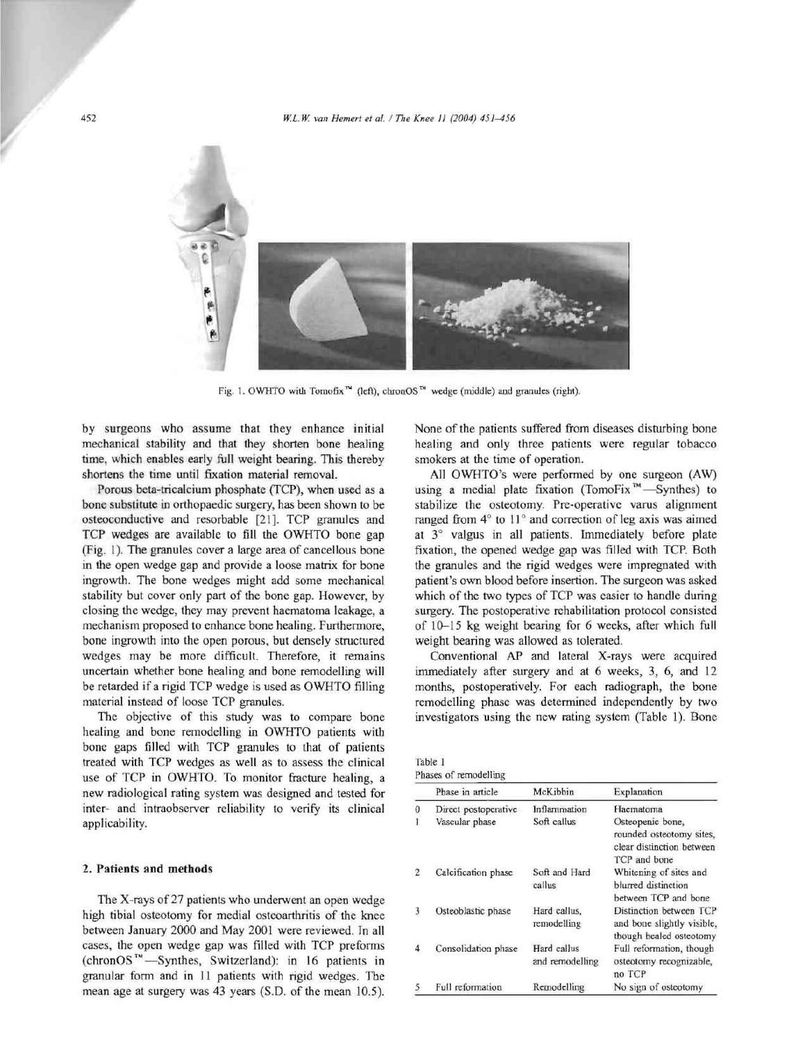Fig. 1. OWHTO with Tomofix™ (left), chronOS™ wedge (middle) and granules (right).

by surgeons who assume that they enhance initial mechanical stability and that they shorten bone healing time, which enables early full weight bearing. This thereby shortens the time until fixation material removal.

Porous beta-tricalcium phosphate (TCP), when used as a bone substitute in orthopaedic surgery, has been shown to be osteoconductive and resorbable [21]. TCP granules and TCP wedges are available to fill the OWHTO bone gap (Fig. 1). The granules cover a large area of cancellous bone in the open wedge gap and provide a loose matrix for bone ingrowth. The bone wedges might add some mechanical stability but cover only part of the bone gap. However, by closing the wedge, they may prevent haematoma leakage, a mechanism proposed to enhance bone healing. Furthermore, bone ingrowth into the open porous, but densely structured wedges may be more difficult. Therefore, it remains uncertain whether bone healing and bone remodelling will be retarded if a rigid TCP wedge is used as OWHTO filling material instead of loose TCP granules.

The objective of this study was to compare bone healing and bone remodelling in OWHTO patients with bone gaps filled with TCP granules to that of patients treated with TCP wedges as well as to assess the clinical use of TCP in OWHTO. To monitor fracture healing, a new radiological rating system was designed and tested for inter- and intraobserver reliability to verify its clinical applicability.

## 2. Patients and methods

The X-rays of 27 patients who underwent an open wedge high tibial osteotomy for medial osteoarthritis of the knee between January 2000 and May 2001 were reviewed. In all cases, the open wedge gap was filled with TCP preforms (chronOS™—Synthes, Switzerland): in 16 patients in granular form and in 11 patients with rigid wedges. The mean age at surgery was 43 years (S.D. of the mean 10.5). None of the patients suffered from diseases disturbing bone healing and only three patients were regular tobacco smokers at the time of operation.

All OWHTO's were performed by one surgeon (AW) using a medial plate fixation (TomoFix™—Synthes) to stabilize the osteotomy. Pre-operative varus alignment ranged from 4° to 11° and correction of leg axis was aimed at 3° valgus in all patients. Immediately before plate fixation, the opened wedge gap was filled with TCP. Both the granules and the rigid wedges were impregnated with patient's own blood before insertion. The surgeon was asked which of the two types of TCP was easier to handle during surgery. The postoperative rehabilitation protocol consisted of 10–15 kg weight bearing for 6 weeks, after which full weight bearing was allowed as tolerated.

Conventional AP and lateral X-rays were acquired immediately after surgery and at 6 weeks, 3, 6, and 12 months, postoperatively. For each radiograph, the bone remodelling phase was determined independently by two investigators using the new rating system (Table 1). Bone

Table 1
Phases of remodelling

| | Phase in article | McKibbin | Explanation |
|---|---|---|---|
| 0 | Direct postoperative | Inflammation | Haematoma |
| 1 | Vascular phase | Soft callus | Osteopenic bone, rounded osteotomy sites, clear distinction between TCP and bone |
| 2 | Calcification phase | Soft and Hard callus | Whitening of sites and blurred distinction between TCP and bone |
| 3 | Osteoblastic phase | Hard callus, remodelling | Distinction between TCP and bone slightly visible, though healed osteotomy |
| 4 | Consolidation phase | Hard callus and remodelling | Full reformation, though osteotomy recognizable, no TCP |
| 5 | Full reformation | Remodelling | No sign of osteotomy |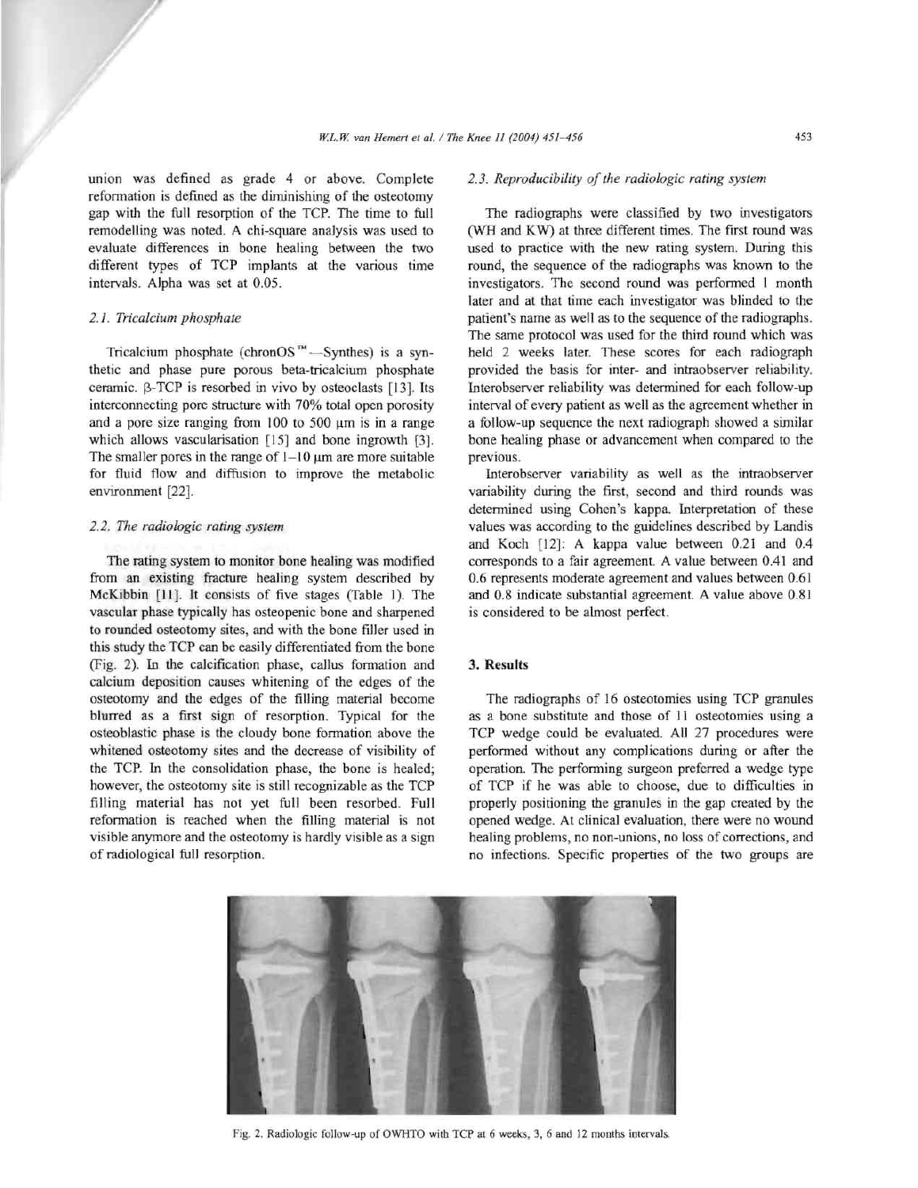union was defined as grade 4 or above. Complete reformation is defined as the diminishing of the osteotomy gap with the full resorption of the TCP. The time to full remodelling was noted. A chi-square analysis was used to evaluate differences in bone healing between the two different types of TCP implants at the various time intervals. Alpha was set at 0.05.

### 2.1. Tricalcium phosphate

Tricalcium phosphate (chronOS™—Synthes) is a synthetic and phase pure porous beta-tricalcium phosphate ceramic. β-TCP is resorbed in vivo by osteoclasts [13]. Its interconnecting pore structure with 70% total open porosity and a pore size ranging from 100 to 500 μm is in a range which allows vascularisation [15] and bone ingrowth [3]. The smaller pores in the range of 1–10 μm are more suitable for fluid flow and diffusion to improve the metabolic environment [22].

### 2.2. The radiologic rating system

The rating system to monitor bone healing was modified from an existing fracture healing system described by McKibbin [11]. It consists of five stages (Table 1). The vascular phase typically has osteopenic bone and sharpened to rounded osteotomy sites, and with the bone filler used in this study the TCP can be easily differentiated from the bone (Fig. 2). In the calcification phase, callus formation and calcium deposition causes whitening of the edges of the osteotomy and the edges of the filling material become blurred as a first sign of resorption. Typical for the osteoblastic phase is the cloudy bone formation above the whitened osteotomy sites and the decrease of visibility of the TCP. In the consolidation phase, the bone is healed; however, the osteotomy site is still recognizable as the TCP filling material has not yet full been resorbed. Full reformation is reached when the filling material is not visible anymore and the osteotomy is hardly visible as a sign of radiological full resorption.

### 2.3. Reproducibility of the radiologic rating system

The radiographs were classified by two investigators (WH and KW) at three different times. The first round was used to practice with the new rating system. During this round, the sequence of the radiographs was known to the investigators. The second round was performed 1 month later and at that time each investigator was blinded to the patient's name as well as to the sequence of the radiographs. The same protocol was used for the third round which was held 2 weeks later. These scores for each radiograph provided the basis for inter- and intraobserver reliability. Interobserver reliability was determined for each follow-up interval of every patient as well as the agreement whether in a follow-up sequence the next radiograph showed a similar bone healing phase or advancement when compared to the previous.

Interobserver variability as well as the intraobserver variability during the first, second and third rounds was determined using Cohen's kappa. Interpretation of these values was according to the guidelines described by Landis and Koch [12]: A kappa value between 0.21 and 0.4 corresponds to a fair agreement. A value between 0.41 and 0.6 represents moderate agreement and values between 0.61 and 0.8 indicate substantial agreement. A value above 0.81 is considered to be almost perfect.

## 3. Results

The radiographs of 16 osteotomies using TCP granules as a bone substitute and those of 11 osteotomies using a TCP wedge could be evaluated. All 27 procedures were performed without any complications during or after the operation. The performing surgeon preferred a wedge type of TCP if he was able to choose, due to difficulties in properly positioning the granules in the gap created by the opened wedge. At clinical evaluation, there were no wound healing problems, no non-unions, no loss of corrections, and no infections. Specific properties of the two groups are

Fig. 2. Radiologic follow-up of OWHTO with TCP at 6 weeks, 3, 6 and 12 months intervals.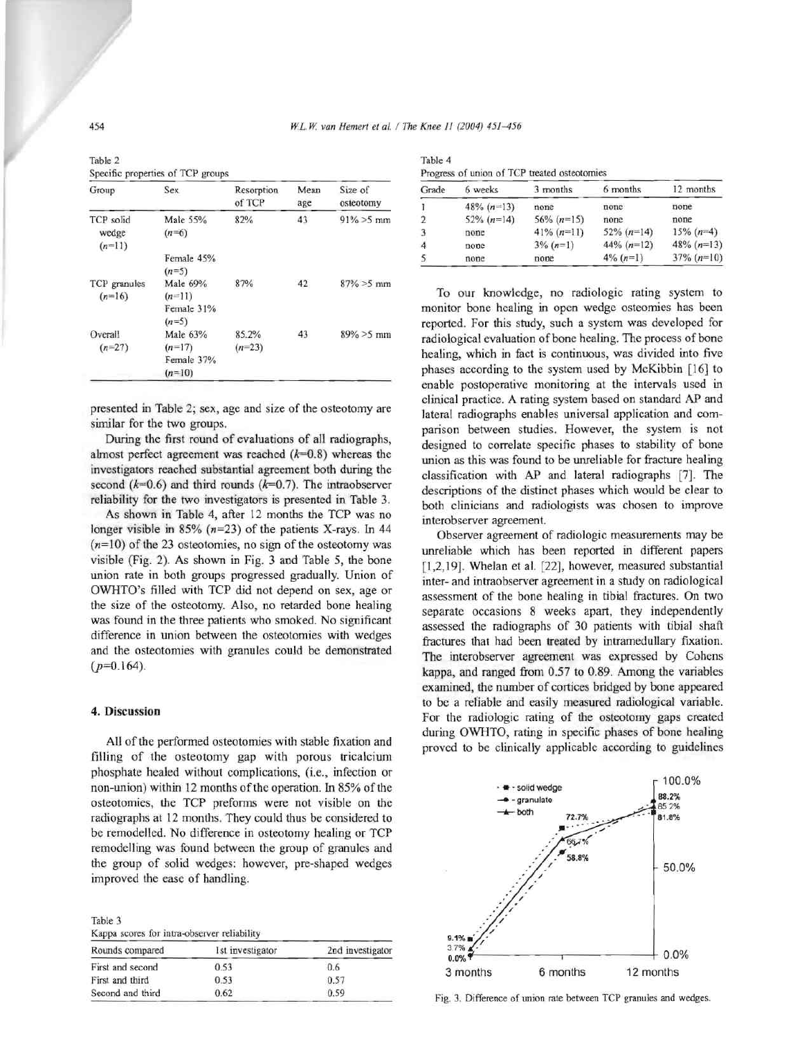Table 2
Specific properties of TCP groups

| Group | Sex | Resorption of TCP | Mean age | Size of osteotomy |
|---|---|---|---|---|
| TCP solid wedge (n=11) | Male 55% (n=6) Female 45% (n=5) | 82% | 43 | 91% >5 mm |
| TCP granules (n=16) | Male 69% (n=11) Female 31% (n=5) | 87% | 42 | 87% >5 mm |
| Overall (n=27) | Male 63% (n=17) Female 37% (n=10) | 85.2% (n=23) | 43 | 89% >5 mm |

presented in Table 2; sex, age and size of the osteotomy are similar for the two groups.

During the first round of evaluations of all radiographs, almost perfect agreement was reached ($k$=0.8) whereas the investigators reached substantial agreement both during the second ($k$=0.6) and third rounds ($k$=0.7). The intraobserver reliability for the two investigators is presented in Table 3.

As shown in Table 4, after 12 months the TCP was no longer visible in 85% ($n$=23) of the patients X-rays. In 44 ($n$=10) of the 23 osteotomies, no sign of the osteotomy was visible (Fig. 2). As shown in Fig. 3 and Table 5, the bone union rate in both groups progressed gradually. Union of OWHTO's filled with TCP did not depend on sex, age or the size of the osteotomy. Also, no retarded bone healing was found in the three patients who smoked. No significant difference in union between the osteotomies with wedges and the osteotomies with granules could be demonstrated ($p$=0.164).

## 4. Discussion

All of the performed osteotomies with stable fixation and filling of the osteotomy gap with porous tricalcium phosphate healed without complications, (i.e., infection or non-union) within 12 months of the operation. In 85% of the osteotomies, the TCP preforms were not visible on the radiographs at 12 months. They could thus be considered to be remodelled. No difference in osteotomy healing or TCP remodelling was found between the group of granules and the group of solid wedges: however, pre-shaped wedges improved the ease of handling.

Table 3
Kappa scores for intra-observer reliability

| Rounds compared | 1st investigator | 2nd investigator |
|---|---|---|
| First and second | 0.53 | 0.6 |
| First and third | 0.53 | 0.57 |
| Second and third | 0.62 | 0.59 |

Table 4
Progress of union of TCP treated osteotomies

| Grade | 6 weeks | 3 months | 6 months | 12 months |
|---|---|---|---|---|
| 1 | 48% (n=13) | none | none | none |
| 2 | 52% (n=14) | 56% (n=15) | none | none |
| 3 | none | 41% (n=11) | 52% (n=14) | 15% (n=4) |
| 4 | none | 3% (n=1) | 44% (n=12) | 48% (n=13) |
| 5 | none | none | 4% (n=1) | 37% (n=10) |

To our knowledge, no radiologic rating system to monitor bone healing in open wedge osteomies has been reported. For this study, such a system was developed for radiological evaluation of bone healing. The process of bone healing, which in fact is continuous, was divided into five phases according to the system used by McKibbin [16] to enable postoperative monitoring at the intervals used in clinical practice. A rating system based on standard AP and lateral radiographs enables universal application and comparison between studies. However, the system is not designed to correlate specific phases to stability of bone union as this was found to be unreliable for fracture healing classification with AP and lateral radiographs [7]. The descriptions of the distinct phases which would be clear to both clinicians and radiologists was chosen to improve interobserver agreement.

Observer agreement of radiologic measurements may be unreliable which has been reported in different papers [1,2,19]. Whelan et al. [22], however, measured substantial inter- and intraobserver agreement in a study on radiological assessment of the bone healing in tibial fractures. On two separate occasions 8 weeks apart, they independently assessed the radiographs of 30 patients with tibial shaft fractures that had been treated by intramedullary fixation. The interobserver agreement was expressed by Cohens kappa, and ranged from 0.57 to 0.89. Among the variables examined, the number of cortices bridged by bone appeared to be a reliable and easily measured radiological variable. For the radiologic rating of the osteotomy gaps created during OWHTO, rating in specific phases of bone healing proved to be clinically applicable according to guidelines

Fig. 3. Difference of union rate between TCP granules and wedges.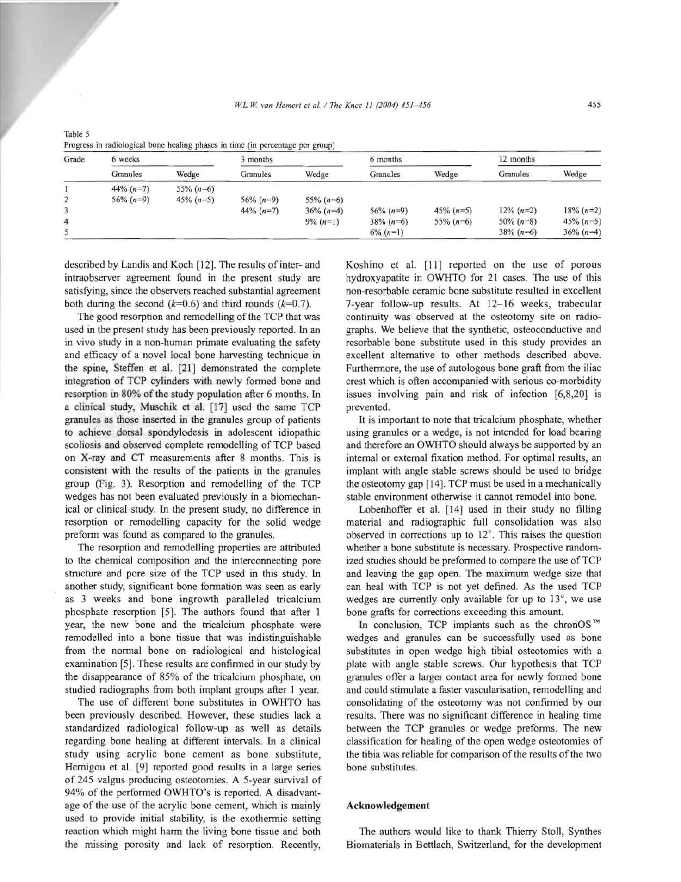Table 5
Progress in radiological bone healing phases in time (in percentage per group)

| Grade | 6 weeks | | 3 months | | 6 months | | 12 months | |
|---|---|---|---|---|---|---|---|---|
| | Granules | Wedge | Granules | Wedge | Granules | Wedge | Granules | Wedge |
| 1 | 44% ($n$=7) | 55% ($n$=6) | | | | | | |
| 2 | 56% ($n$=9) | 45% ($n$=5) | 56% ($n$=9) | 55% ($n$=6) | | | | |
| 3 | | | 44% ($n$=7) | 36% ($n$=4) | 56% ($n$=9) | 45% ($n$=5) | 12% ($n$=2) | 18% ($n$=2) |
| 4 | | | | 9% ($n$=1) | 38% ($n$=6) | 55% ($n$=6) | 50% ($n$=8) | 45% ($n$=5) |
| 5 | | | | | 6% ($n$=1) | | 38% ($n$=6) | 36% ($n$=4) |

described by Landis and Koch [12]. The results of inter- and intraobserver agreement found in the present study are satisfying, since the observers reached substantial agreement both during the second ($k$=0.6) and third rounds ($k$=0.7).

The good resorption and remodelling of the TCP that was used in the present study has been previously reported. In an in vivo study in a non-human primate evaluating the safety and efficacy of a novel local bone harvesting technique in the spine, Steffen et al. [21] demonstrated the complete integration of TCP cylinders with newly formed bone and resorption in 80% of the study population after 6 months. In a clinical study, Muschik et al. [17] used the same TCP granules as those inserted in the granules group of patients to achieve dorsal spondylodesis in adolescent idiopathic scoliosis and observed complete remodelling of TCP based on X-ray and CT measurements after 8 months. This is consistent with the results of the patients in the granules group (Fig. 3). Resorption and remodelling of the TCP wedges has not been evaluated previously in a biomechanical or clinical study. In the present study, no difference in resorption or remodelling capacity for the solid wedge preform was found as compared to the granules.

The resorption and remodelling properties are attributed to the chemical composition and the interconnecting pore structure and pore size of the TCP used in this study. In another study, significant bone formation was seen as early as 3 weeks and bone ingrowth paralleled tricalcium phosphate resorption [5]. The authors found that after 1 year, the new bone and the tricalcium phosphate were remodelled into a bone tissue that was indistinguishable from the normal bone on radiological and histological examination [5]. These results are confirmed in our study by the disappearance of 85% of the tricalcium phosphate, on studied radiographs from both implant groups after 1 year.

The use of different bone substitutes in OWHTO has been previously described. However, these studies lack a standardized radiological follow-up as well as details regarding bone healing at different intervals. In a clinical study using acrylic bone cement as bone substitute, Hernigou et al. [9] reported good results in a large series of 245 valgus producing osteotomies. A 5-year survival of 94% of the performed OWHTO's is reported. A disadvantage of the use of the acrylic bone cement, which is mainly used to provide initial stability, is the exothermic setting reaction which might harm the living bone tissue and both the missing porosity and lack of resorption. Recently, Koshino et al. [11] reported on the use of porous hydroxyapatite in OWHTO for 21 cases. The use of this non-resorbable ceramic bone substitute resulted in excellent 7-year follow-up results. At 12–16 weeks, trabecular continuity was observed at the osteotomy site on radiographs. We believe that the synthetic, osteoconductive and resorbable bone substitute used in this study provides an excellent alternative to other methods described above. Furthermore, the use of autologous bone graft from the iliac crest which is often accompanied with serious co-morbidity issues involving pain and risk of infection [6,8,20] is prevented.

It is important to note that tricalcium phosphate, whether using granules or a wedge, is not intended for load bearing and therefore an OWHTO should always be supported by an internal or external fixation method. For optimal results, an implant with angle stable screws should be used to bridge the osteotomy gap [14]. TCP must be used in a mechanically stable environment otherwise it cannot remodel into bone.

Lobenhoffer et al. [14] used in their study no filling material and radiographic full consolidation was also observed in corrections up to 12°. This raises the question whether a bone substitute is necessary. Prospective randomized studies should be preformed to compare the use of TCP and leaving the gap open. The maximum wedge size that can heal with TCP is not yet defined. As the used TCP wedges are currently only available for up to 13°, we use bone grafts for corrections exceeding this amount.

In conclusion, TCP implants such as the chronOS™ wedges and granules can be successfully used as bone substitutes in open wedge high tibial osteotomies with a plate with angle stable screws. Our hypothesis that TCP granules offer a larger contact area for newly formed bone and could stimulate a faster vascularisation, remodelling and consolidating of the osteotomy was not confirmed by our results. There was no significant difference in healing time between the TCP granules or wedge preforms. The new classification for healing of the open wedge osteotomies of the tibia was reliable for comparison of the results of the two bone substitutes.

## Acknowledgement

The authors would like to thank Thierry Stoll, Synthes Biomaterials in Bettlach, Switzerland, for the development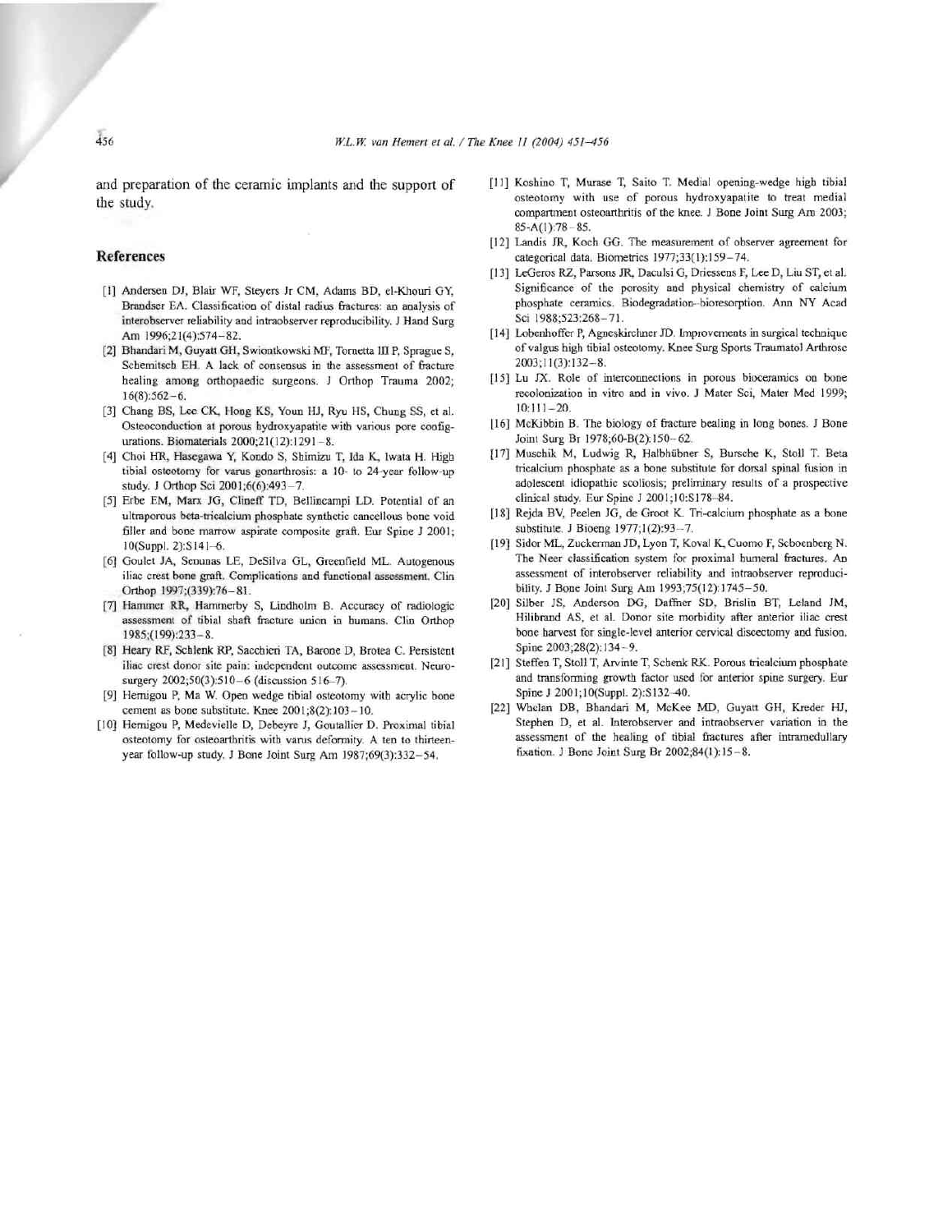and preparation of the ceramic implants and the support of the study.

## References

[1] Andersen DJ, Blair WF, Steyers Jr CM, Adams BD, el-Khouri GY, Brandser EA. Classification of distal radius fractures: an analysis of interobserver reliability and intraobserver reproducibility. J Hand Surg Am 1996;21(4):574–82.

[2] Bhandari M, Guyatt GH, Swiontkowski MF, Tornetta III P, Sprague S, Schemitsch EH. A lack of consensus in the assessment of fracture healing among orthopaedic surgeons. J Orthop Trauma 2002; 16(8):562–6.

[3] Chang BS, Lee CK, Hong KS, Youn HJ, Ryu HS, Chung SS, et al. Osteoconduction at porous hydroxyapatite with various pore configurations. Biomaterials 2000;21(12):1291–8.

[4] Choi HR, Hasegawa Y, Kondo S, Shimizu T, Ida K, Iwata H. High tibial osteotomy for varus gonarthrosis: a 10- to 24-year follow-up study. J Orthop Sci 2001;6(6):493–7.

[5] Erbe EM, Marx JG, Clineff TD, Bellincampi LD. Potential of an ultraporous beta-tricalcium phosphate synthetic cancellous bone void filler and bone marrow aspirate composite graft. Eur Spine J 2001; 10(Suppl. 2):S141–6.

[6] Goulet JA, Senunas LE, DeSilva GL, Greenfield ML. Autogenous iliac crest bone graft. Complications and functional assessment. Clin Orthop 1997;(339):76–81.

[7] Hammer RR, Hammerby S, Lindholm B. Accuracy of radiologic assessment of tibial shaft fracture union in humans. Clin Orthop 1985;(199):233–8.

[8] Heary RF, Schlenk RP, Sacchieri TA, Barone D, Brotea C. Persistent iliac crest donor site pain: independent outcome assessment. Neurosurgery 2002;50(3):510–6 (discussion 516–7).

[9] Hernigou P, Ma W. Open wedge tibial osteotomy with acrylic bone cement as bone substitute. Knee 2001;8(2):103–10.

[10] Hernigou P, Medevielle D, Debeyre J, Goutallier D. Proximal tibial osteotomy for osteoarthritis with varus deformity. A ten to thirteen-year follow-up study. J Bone Joint Surg Am 1987;69(3):332–54.

[11] Koshino T, Murase T, Saito T. Medial opening-wedge high tibial osteotomy with use of porous hydroxyapatite to treat medial compartment osteoarthritis of the knee. J Bone Joint Surg Am 2003; 85-A(1):78–85.

[12] Landis JR, Koch GG. The measurement of observer agreement for categorical data. Biometrics 1977;33(1):159–74.

[13] LeGeros RZ, Parsons JR, Daculsi G, Driessens F, Lee D, Liu ST, et al. Significance of the porosity and physical chemistry of calcium phosphate ceramics. Biodegradation–bioresorption. Ann NY Acad Sci 1988;523:268–71.

[14] Lobenhoffer P, Agneskirchner JD. Improvements in surgical technique of valgus high tibial osteotomy. Knee Surg Sports Traumatol Arthrosc 2003;11(3):132–8.

[15] Lu JX. Role of interconnections in porous bioceramics on bone recolonization in vitro and in vivo. J Mater Sci, Mater Med 1999; 10:111–20.

[16] McKibbin B. The biology of fracture healing in long bones. J Bone Joint Surg Br 1978;60-B(2):150–62.

[17] Muschik M, Ludwig R, Halbhübner S, Bursche K, Stoll T. Beta tricalcium phosphate as a bone substitute for dorsal spinal fusion in adolescent idiopathic scoliosis; preliminary results of a prospective clinical study. Eur Spine J 2001;10:S178–84.

[18] Rejda BV, Peelen JG, de Groot K. Tri-calcium phosphate as a bone substitute. J Bioeng 1977;1(2):93–7.

[19] Sidor ML, Zuckerman JD, Lyon T, Koval K, Cuomo F, Schoenberg N. The Neer classification system for proximal humeral fractures. An assessment of interobserver reliability and intraobserver reproducibility. J Bone Joint Surg Am 1993;75(12):1745–50.

[20] Silber JS, Anderson DG, Daffner SD, Brislin BT, Leland JM, Hilibrand AS, et al. Donor site morbidity after anterior iliac crest bone harvest for single-level anterior cervical discectomy and fusion. Spine 2003;28(2):134–9.

[21] Steffen T, Stoll T, Arvinte T, Schenk RK. Porous tricalcium phosphate and transforming growth factor used for anterior spine surgery. Eur Spine J 2001;10(Suppl. 2):S132–40.

[22] Whelan DB, Bhandari M, McKee MD, Guyatt GH, Kreder HJ, Stephen D, et al. Interobserver and intraobserver variation in the assessment of the healing of tibial fractures after intramedullary fixation. J Bone Joint Surg Br 2002;84(1):15–8.